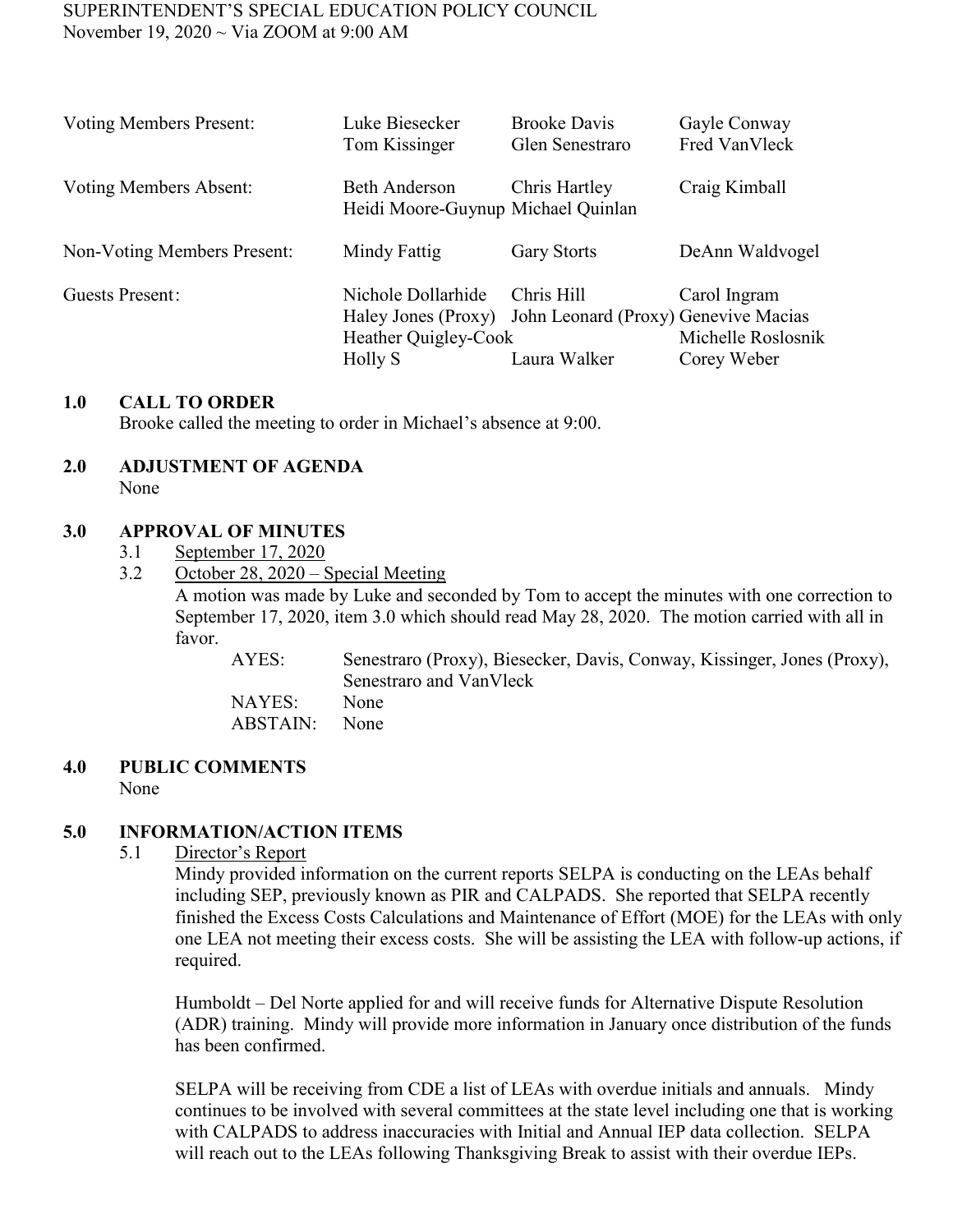SUPERINTENDENT'S SPECIAL EDUCATION POLICY COUNCIL
November 19, 2020 ~ Via ZOOM at 9:00 AM

| | | | |
|---|---|---|---|
| Voting Members Present: | Luke Biesecker<br>Tom Kissinger | Brooke Davis<br>Glen Senestraro | Gayle Conway<br>Fred VanVleck |
| Voting Members Absent: | Beth Anderson<br>Heidi Moore-Guynup | Chris Hartley<br>Michael Quinlan | Craig Kimball |
| Non-Voting Members Present: | Mindy Fattig | Gary Storts | DeAnn Waldvogel |
| Guests Present: | Nichole Dollarhide<br>Haley Jones (Proxy)<br>Heather Quigley-Cook<br>Holly S | Chris Hill<br>John Leonard (Proxy)<br><br>Laura Walker | Carol Ingram<br>Genevive Macias<br>Michelle Roslosnik<br>Corey Weber |

## 1.0 CALL TO ORDER

Brooke called the meeting to order in Michael's absence at 9:00.

## 2.0 ADJUSTMENT OF AGENDA

None

## 3.0 APPROVAL OF MINUTES

3.1 September 17, 2020

3.2 October 28, 2020 – Special Meeting

A motion was made by Luke and seconded by Tom to accept the minutes with one correction to September 17, 2020, item 3.0 which should read May 28, 2020. The motion carried with all in favor.

AYES: Senestraro (Proxy), Biesecker, Davis, Conway, Kissinger, Jones (Proxy), Senestraro and VanVleck
NAYES: None
ABSTAIN: None

## 4.0 PUBLIC COMMENTS

None

## 5.0 INFORMATION/ACTION ITEMS

5.1 Director's Report

Mindy provided information on the current reports SELPA is conducting on the LEAs behalf including SEP, previously known as PIR and CALPADS. She reported that SELPA recently finished the Excess Costs Calculations and Maintenance of Effort (MOE) for the LEAs with only one LEA not meeting their excess costs. She will be assisting the LEA with follow-up actions, if required.

Humboldt – Del Norte applied for and will receive funds for Alternative Dispute Resolution (ADR) training. Mindy will provide more information in January once distribution of the funds has been confirmed.

SELPA will be receiving from CDE a list of LEAs with overdue initials and annuals. Mindy continues to be involved with several committees at the state level including one that is working with CALPADS to address inaccuracies with Initial and Annual IEP data collection. SELPA will reach out to the LEAs following Thanksgiving Break to assist with their overdue IEPs.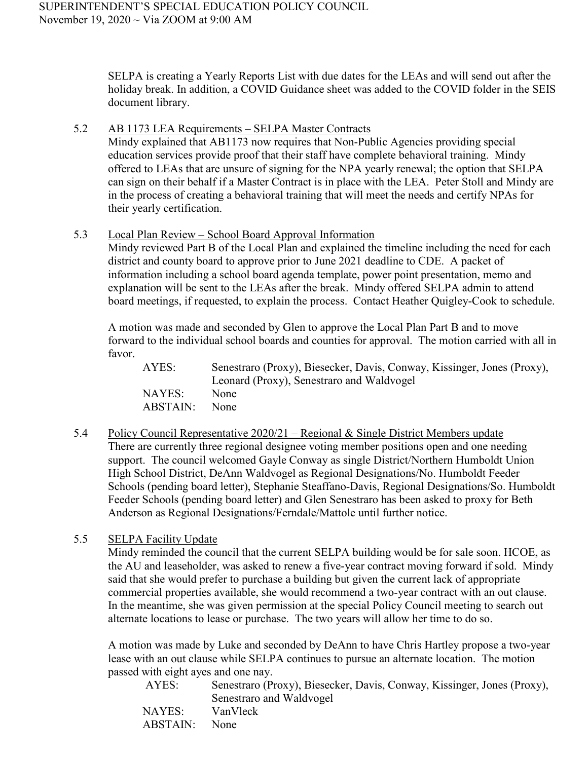SELPA is creating a Yearly Reports List with due dates for the LEAs and will send out after the holiday break. In addition, a COVID Guidance sheet was added to the COVID folder in the SEIS document library.

5.2 AB 1173 LEA Requirements – SELPA Master Contracts

Mindy explained that AB1173 now requires that Non-Public Agencies providing special education services provide proof that their staff have complete behavioral training. Mindy offered to LEAs that are unsure of signing for the NPA yearly renewal; the option that SELPA can sign on their behalf if a Master Contract is in place with the LEA. Peter Stoll and Mindy are in the process of creating a behavioral training that will meet the needs and certify NPAs for their yearly certification.

5.3 Local Plan Review – School Board Approval Information

Mindy reviewed Part B of the Local Plan and explained the timeline including the need for each district and county board to approve prior to June 2021 deadline to CDE. A packet of information including a school board agenda template, power point presentation, memo and explanation will be sent to the LEAs after the break. Mindy offered SELPA admin to attend board meetings, if requested, to explain the process. Contact Heather Quigley-Cook to schedule.

A motion was made and seconded by Glen to approve the Local Plan Part B and to move forward to the individual school boards and counties for approval. The motion carried with all in favor.

AYES: Senestraro (Proxy), Biesecker, Davis, Conway, Kissinger, Jones (Proxy), Leonard (Proxy), Senestraro and Waldvogel
NAYES: None
ABSTAIN: None

5.4 Policy Council Representative 2020/21 – Regional & Single District Members update

There are currently three regional designee voting member positions open and one needing support. The council welcomed Gayle Conway as single District/Northern Humboldt Union High School District, DeAnn Waldvogel as Regional Designations/No. Humboldt Feeder Schools (pending board letter), Stephanie Steaffano-Davis, Regional Designations/So. Humboldt Feeder Schools (pending board letter) and Glen Senestraro has been asked to proxy for Beth Anderson as Regional Designations/Ferndale/Mattole until further notice.

5.5 SELPA Facility Update

Mindy reminded the council that the current SELPA building would be for sale soon. HCOE, as the AU and leaseholder, was asked to renew a five-year contract moving forward if sold. Mindy said that she would prefer to purchase a building but given the current lack of appropriate commercial properties available, she would recommend a two-year contract with an out clause. In the meantime, she was given permission at the special Policy Council meeting to search out alternate locations to lease or purchase. The two years will allow her time to do so.

A motion was made by Luke and seconded by DeAnn to have Chris Hartley propose a two-year lease with an out clause while SELPA continues to pursue an alternate location. The motion passed with eight ayes and one nay.

AYES: Senestraro (Proxy), Biesecker, Davis, Conway, Kissinger, Jones (Proxy), Senestraro and Waldvogel
NAYES: VanVleck
ABSTAIN: None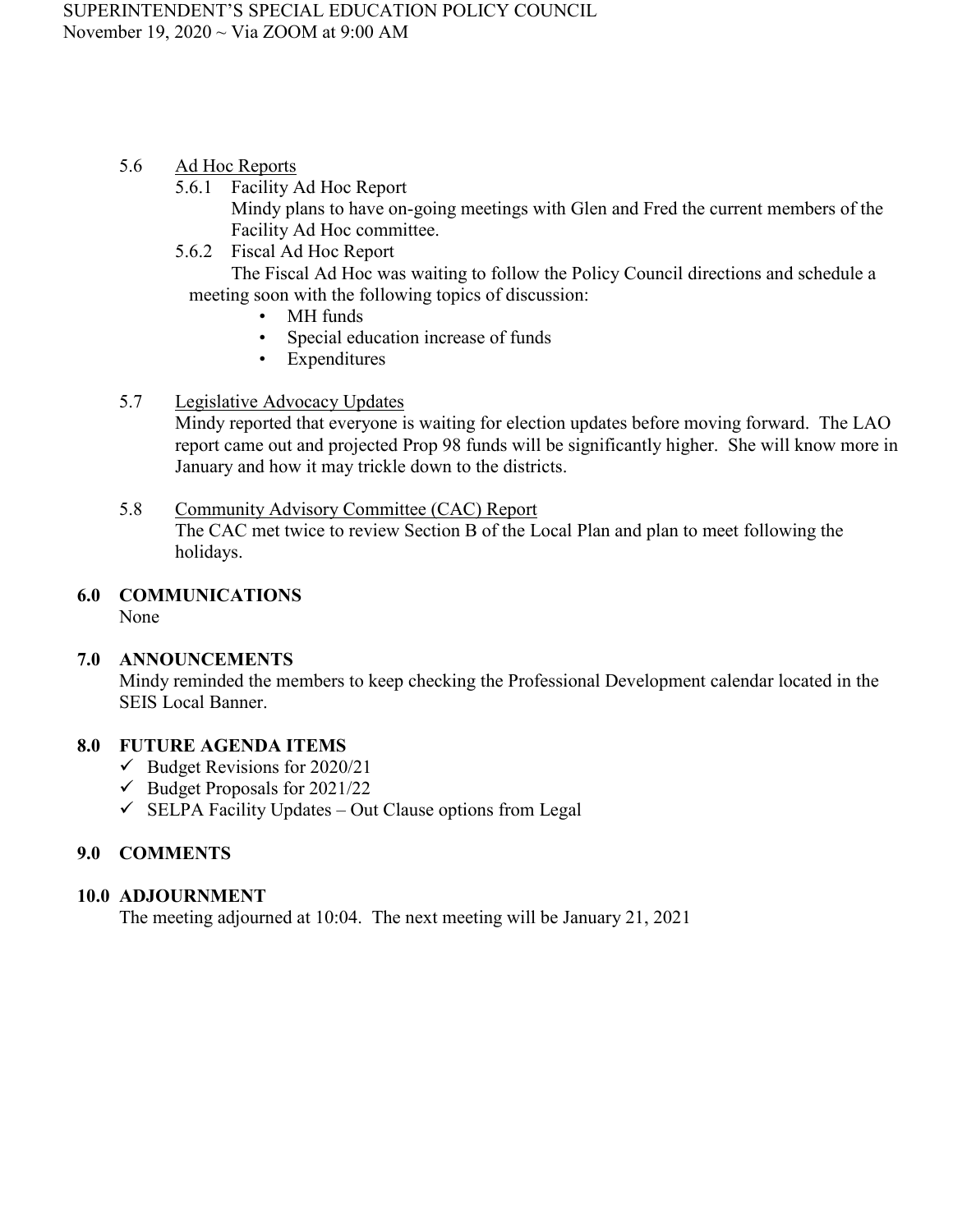5.6 Ad Hoc Reports

5.6.1 Facility Ad Hoc Report

Mindy plans to have on-going meetings with Glen and Fred the current members of the Facility Ad Hoc committee.

5.6.2 Fiscal Ad Hoc Report

The Fiscal Ad Hoc was waiting to follow the Policy Council directions and schedule a meeting soon with the following topics of discussion:

- MH funds
- Special education increase of funds
- Expenditures

5.7 Legislative Advocacy Updates

Mindy reported that everyone is waiting for election updates before moving forward. The LAO report came out and projected Prop 98 funds will be significantly higher. She will know more in January and how it may trickle down to the districts.

5.8 Community Advisory Committee (CAC) Report

The CAC met twice to review Section B of the Local Plan and plan to meet following the holidays.

## 6.0 COMMUNICATIONS

None

## 7.0 ANNOUNCEMENTS

Mindy reminded the members to keep checking the Professional Development calendar located in the SEIS Local Banner.

## 8.0 FUTURE AGENDA ITEMS

- ✓ Budget Revisions for 2020/21
- ✓ Budget Proposals for 2021/22
- ✓ SELPA Facility Updates – Out Clause options from Legal

## 9.0 COMMENTS

## 10.0 ADJOURNMENT

The meeting adjourned at 10:04. The next meeting will be January 21, 2021